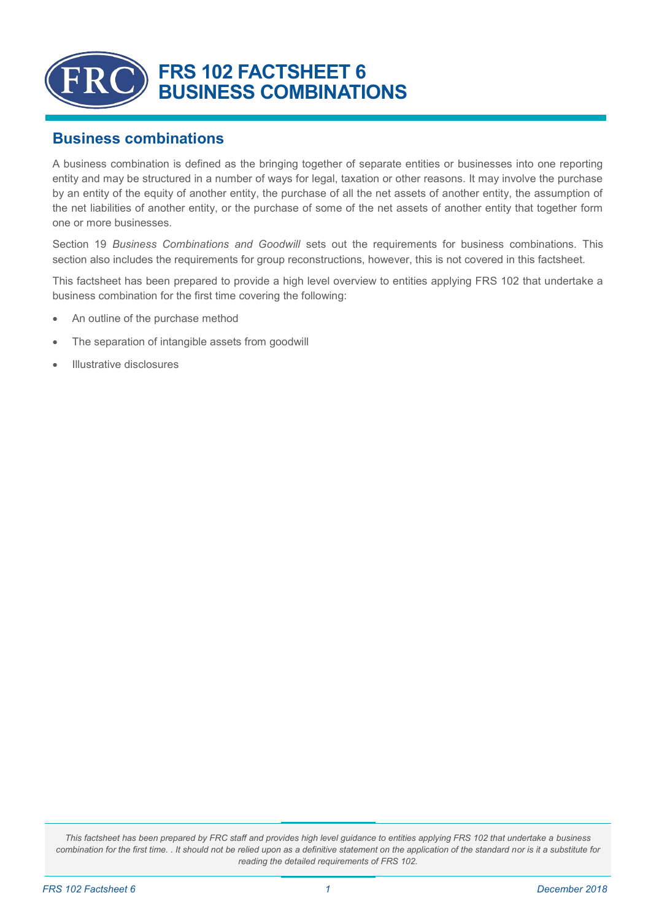# FRS 102 FACTSHEET 6 BUSINESS COMBINATIONS

## Business combinations

A business combination is defined as the bringing together of separate entities or businesses into one reporting entity and may be structured in a number of ways for legal, taxation or other reasons. It may involve the purchase by an entity of the equity of another entity, the purchase of all the net assets of another entity, the assumption of the net liabilities of another entity, or the purchase of some of the net assets of another entity that together form one or more businesses.

Section 19 *Business Combinations and Goodwill* sets out the requirements for business combinations. This section also includes the requirements for group reconstructions, however, this is not covered in this factsheet.

This factsheet has been prepared to provide a high level overview to entities applying FRS 102 that undertake a business combination for the first time covering the following:

- An outline of the purchase method
- The separation of intangible assets from goodwill
- Illustrative disclosures

*This factsheet has been prepared by FRC staff and provides high level guidance to entities applying FRS 102 that undertake a business combination for the first time. . It should not be relied upon as a definitive statement on the application of the standard nor is it a substitute for reading the detailed requirements of FRS 102.*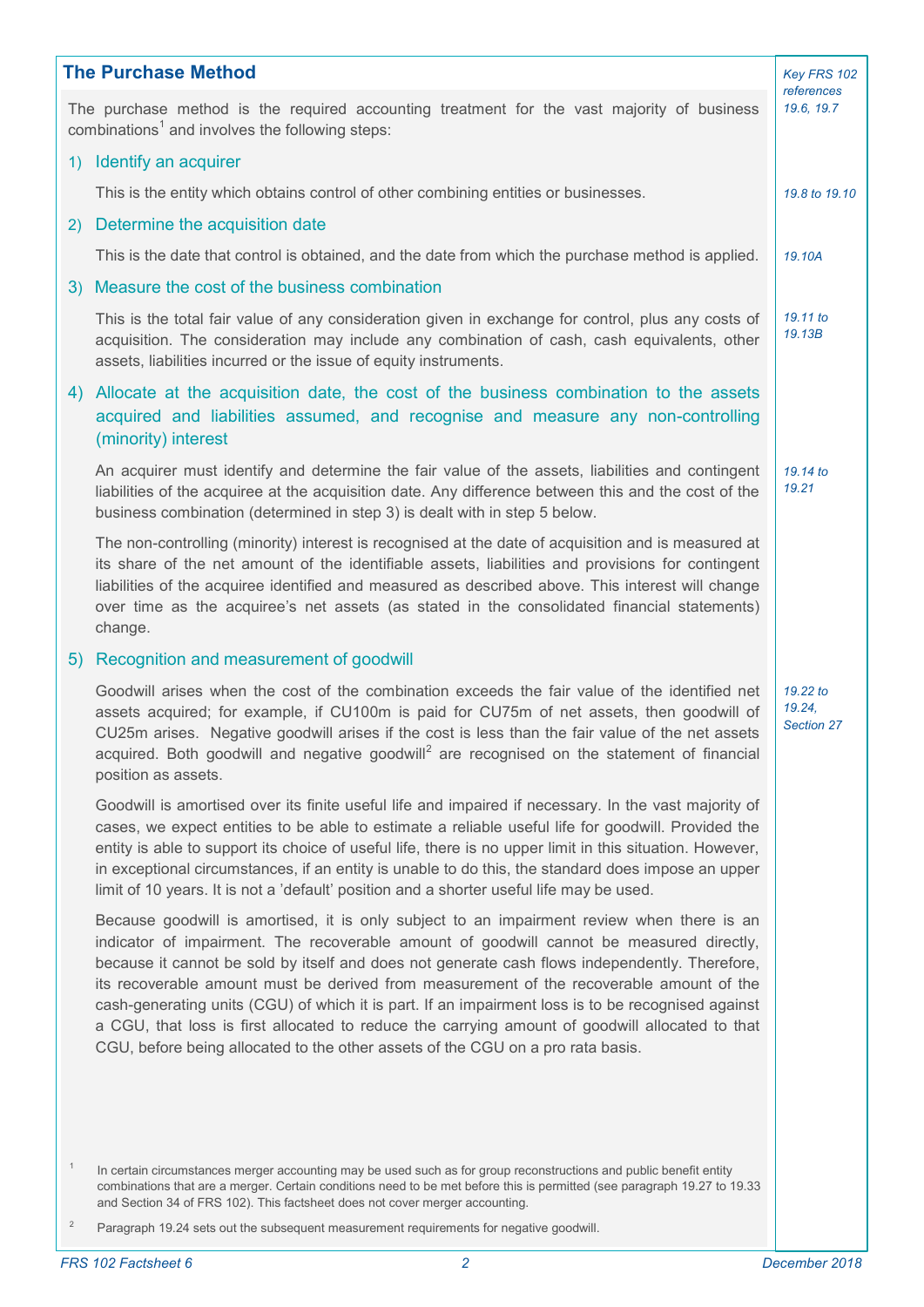## The Purchase Method

*Key FRS 102 references 19.6, 19.7*

The purchase method is the required accounting treatment for the vast majority of business combinations[1] and involves the following steps:

### 1) Identify an acquirer

This is the entity which obtains control of other combining entities or businesses. *19.8 to 19.10*

### 2) Determine the acquisition date

This is the date that control is obtained, and the date from which the purchase method is applied. *19.10A*

### 3) Measure the cost of the business combination

*19.11 to 19.13B*

This is the total fair value of any consideration given in exchange for control, plus any costs of acquisition. The consideration may include any combination of cash, cash equivalents, other assets, liabilities incurred or the issue of equity instruments.

### 4) Allocate at the acquisition date, the cost of the business combination to the assets acquired and liabilities assumed, and recognise and measure any non-controlling (minority) interest

*19.14 to 19.21*

An acquirer must identify and determine the fair value of the assets, liabilities and contingent liabilities of the acquiree at the acquisition date. Any difference between this and the cost of the business combination (determined in step 3) is dealt with in step 5 below.

The non-controlling (minority) interest is recognised at the date of acquisition and is measured at its share of the net amount of the identifiable assets, liabilities and provisions for contingent liabilities of the acquiree identified and measured as described above. This interest will change over time as the acquiree's net assets (as stated in the consolidated financial statements) change.

### 5) Recognition and measurement of goodwill

*19.22 to 19.24, Section 27*

Goodwill arises when the cost of the combination exceeds the fair value of the identified net assets acquired; for example, if CU100m is paid for CU75m of net assets, then goodwill of CU25m arises. Negative goodwill arises if the cost is less than the fair value of the net assets acquired. Both goodwill and negative goodwill[2] are recognised on the statement of financial position as assets.

Goodwill is amortised over its finite useful life and impaired if necessary. In the vast majority of cases, we expect entities to be able to estimate a reliable useful life for goodwill. Provided the entity is able to support its choice of useful life, there is no upper limit in this situation. However, in exceptional circumstances, if an entity is unable to do this, the standard does impose an upper limit of 10 years. It is not a 'default' position and a shorter useful life may be used.

Because goodwill is amortised, it is only subject to an impairment review when there is an indicator of impairment. The recoverable amount of goodwill cannot be measured directly, because it cannot be sold by itself and does not generate cash flows independently. Therefore, its recoverable amount must be derived from measurement of the recoverable amount of the cash-generating units (CGU) of which it is part. If an impairment loss is to be recognised against a CGU, that loss is first allocated to reduce the carrying amount of goodwill allocated to that CGU, before being allocated to the other assets of the CGU on a pro rata basis.

---

[1] In certain circumstances merger accounting may be used such as for group reconstructions and public benefit entity combinations that are a merger. Certain conditions need to be met before this is permitted (see paragraph 19.27 to 19.33 and Section 34 of FRS 102). This factsheet does not cover merger accounting.

[2] Paragraph 19.24 sets out the subsequent measurement requirements for negative goodwill.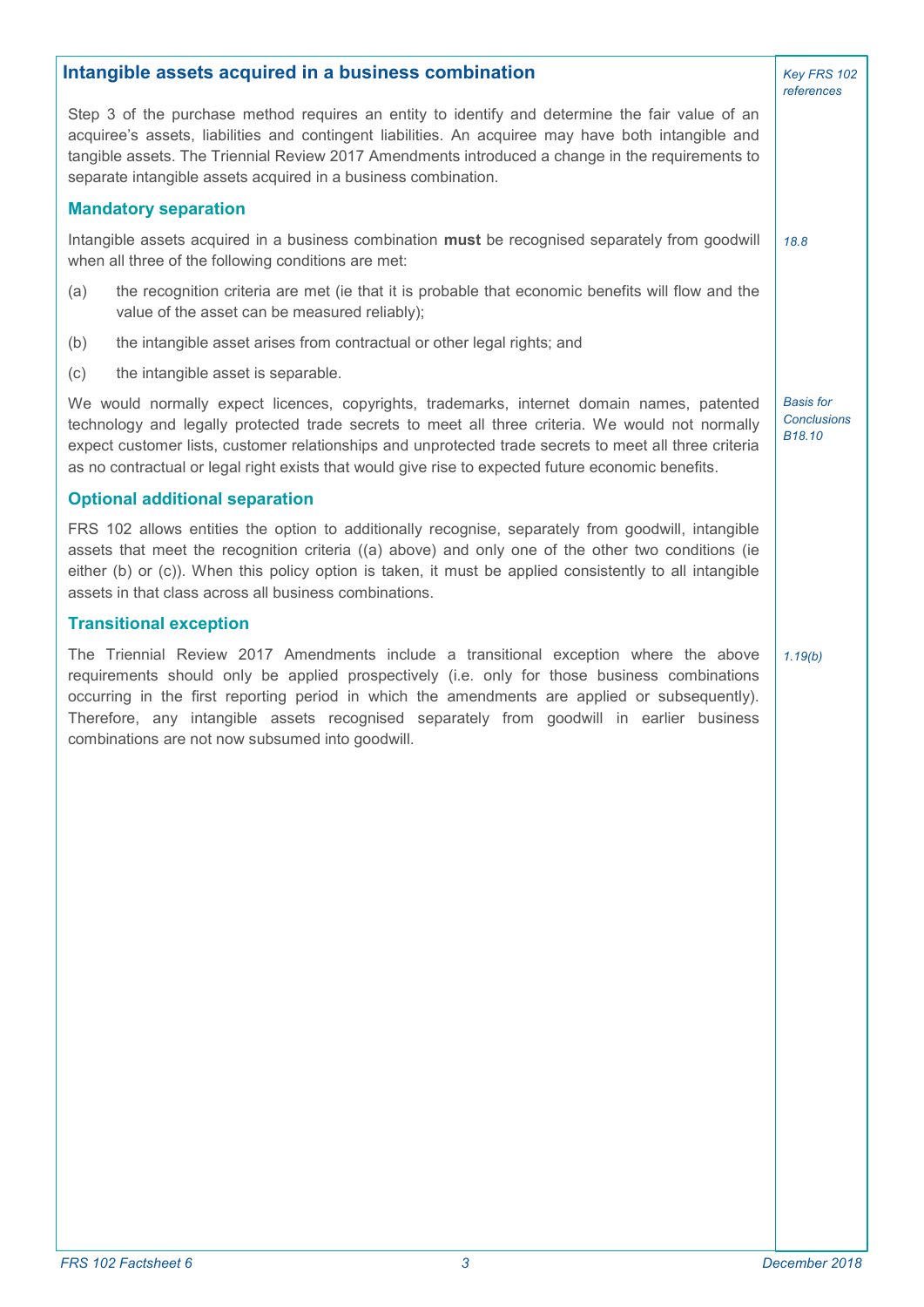## Intangible assets acquired in a business combination

*Key FRS 102 references*

Step 3 of the purchase method requires an entity to identify and determine the fair value of an acquiree's assets, liabilities and contingent liabilities. An acquiree may have both intangible and tangible assets. The Triennial Review 2017 Amendments introduced a change in the requirements to separate intangible assets acquired in a business combination.

### Mandatory separation

Intangible assets acquired in a business combination **must** be recognised separately from goodwill when all three of the following conditions are met: *(18.8)*

(a) the recognition criteria are met (ie that it is probable that economic benefits will flow and the value of the asset can be measured reliably);

(b) the intangible asset arises from contractual or other legal rights; and

(c) the intangible asset is separable.

We would normally expect licences, copyrights, trademarks, internet domain names, patented technology and legally protected trade secrets to meet all three criteria. We would not normally expect customer lists, customer relationships and unprotected trade secrets to meet all three criteria as no contractual or legal right exists that would give rise to expected future economic benefits. *(Basis for Conclusions B18.10)*

### Optional additional separation

FRS 102 allows entities the option to additionally recognise, separately from goodwill, intangible assets that meet the recognition criteria ((a) above) and only one of the other two conditions (ie either (b) or (c)). When this policy option is taken, it must be applied consistently to all intangible assets in that class across all business combinations.

### Transitional exception

The Triennial Review 2017 Amendments include a transitional exception where the above requirements should only be applied prospectively (i.e. only for those business combinations occurring in the first reporting period in which the amendments are applied or subsequently). Therefore, any intangible assets recognised separately from goodwill in earlier business combinations are not now subsumed into goodwill. *(1.19(b))*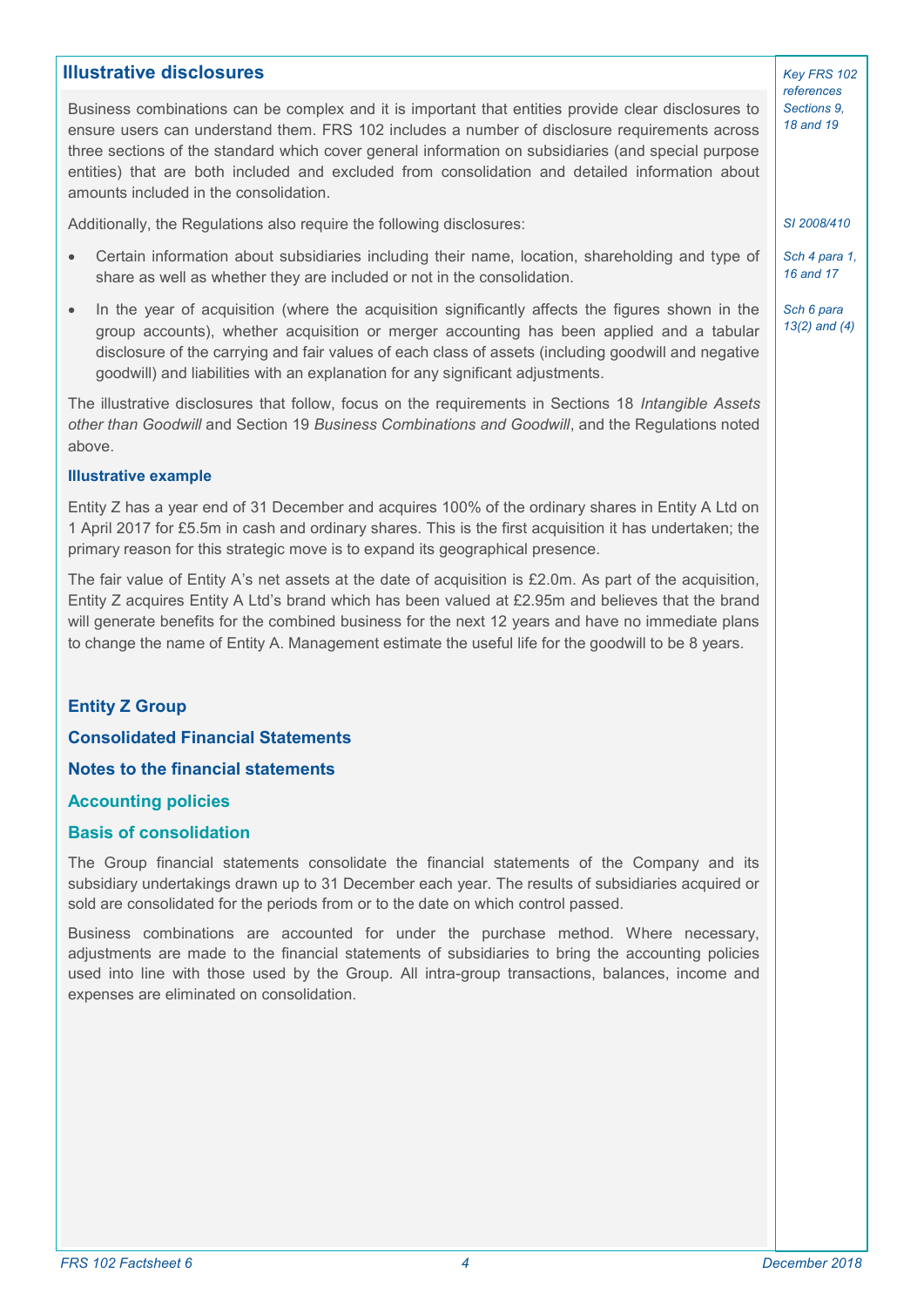## Illustrative disclosures

*Key FRS 102 references Sections 9, 18 and 19*

Business combinations can be complex and it is important that entities provide clear disclosures to ensure users can understand them. FRS 102 includes a number of disclosure requirements across three sections of the standard which cover general information on subsidiaries (and special purpose entities) that are both included and excluded from consolidation and detailed information about amounts included in the consolidation.

*SI 2008/410*

Additionally, the Regulations also require the following disclosures:

*Sch 4 para 1, 16 and 17*

- Certain information about subsidiaries including their name, location, shareholding and type of share as well as whether they are included or not in the consolidation.

*Sch 6 para 13(2) and (4)*

- In the year of acquisition (where the acquisition significantly affects the figures shown in the group accounts), whether acquisition or merger accounting has been applied and a tabular disclosure of the carrying and fair values of each class of assets (including goodwill and negative goodwill) and liabilities with an explanation for any significant adjustments.

The illustrative disclosures that follow, focus on the requirements in Sections 18 *Intangible Assets other than Goodwill* and Section 19 *Business Combinations and Goodwill*, and the Regulations noted above.

#### Illustrative example

Entity Z has a year end of 31 December and acquires 100% of the ordinary shares in Entity A Ltd on 1 April 2017 for £5.5m in cash and ordinary shares. This is the first acquisition it has undertaken; the primary reason for this strategic move is to expand its geographical presence.

The fair value of Entity A's net assets at the date of acquisition is £2.0m. As part of the acquisition, Entity Z acquires Entity A Ltd's brand which has been valued at £2.95m and believes that the brand will generate benefits for the combined business for the next 12 years and have no immediate plans to change the name of Entity A. Management estimate the useful life for the goodwill to be 8 years.

### Entity Z Group

### Consolidated Financial Statements

### Notes to the financial statements

### Accounting policies

### Basis of consolidation

The Group financial statements consolidate the financial statements of the Company and its subsidiary undertakings drawn up to 31 December each year. The results of subsidiaries acquired or sold are consolidated for the periods from or to the date on which control passed.

Business combinations are accounted for under the purchase method. Where necessary, adjustments are made to the financial statements of subsidiaries to bring the accounting policies used into line with those used by the Group. All intra-group transactions, balances, income and expenses are eliminated on consolidation.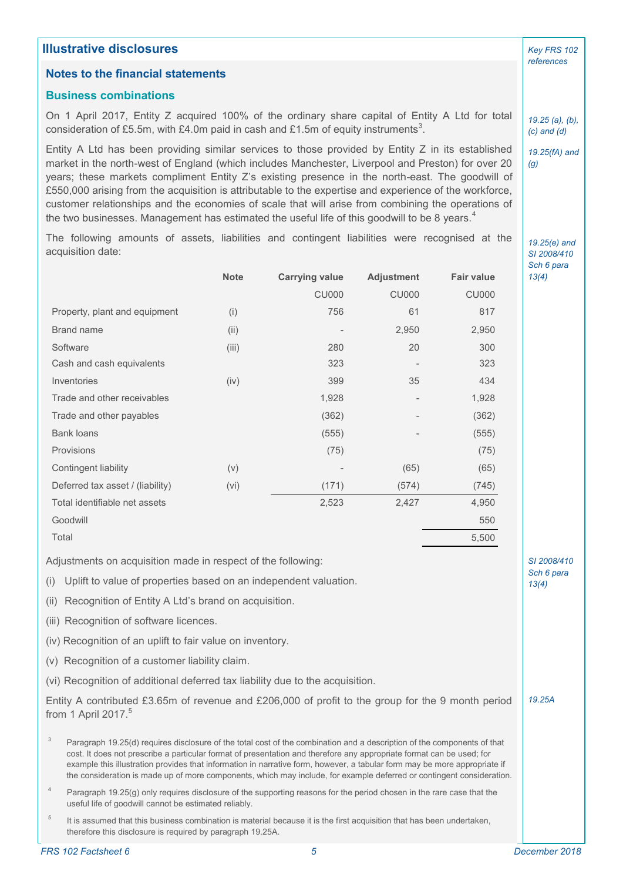## Illustrative disclosures

*Key FRS 102 references*

### Notes to the financial statements

#### Business combinations

On 1 April 2017, Entity Z acquired 100% of the ordinary share capital of Entity A Ltd for total consideration of £5.5m, with £4.0m paid in cash and £1.5m of equity instruments[3].

*19.25 (a), (b), (c) and (d)*

Entity A Ltd has been providing similar services to those provided by Entity Z in its established market in the north-west of England (which includes Manchester, Liverpool and Preston) for over 20 years; these markets compliment Entity Z's existing presence in the north-east. The goodwill of £550,000 arising from the acquisition is attributable to the expertise and experience of the workforce, customer relationships and the economies of scale that will arise from combining the operations of the two businesses. Management has estimated the useful life of this goodwill to be 8 years.[4]

*19.25(fA) and (g)*

The following amounts of assets, liabilities and contingent liabilities were recognised at the acquisition date:

*19.25(e) and SI 2008/410 Sch 6 para 13(4)*

| | Note | Carrying value | Adjustment | Fair value |
|---|---|---|---|---|
| | | CU000 | CU000 | CU000 |
| Property, plant and equipment | (i) | 756 | 61 | 817 |
| Brand name | (ii) | - | 2,950 | 2,950 |
| Software | (iii) | 280 | 20 | 300 |
| Cash and cash equivalents | | 323 | - | 323 |
| Inventories | (iv) | 399 | 35 | 434 |
| Trade and other receivables | | 1,928 | - | 1,928 |
| Trade and other payables | | (362) | - | (362) |
| Bank loans | | (555) | - | (555) |
| Provisions | | (75) | | (75) |
| Contingent liability | (v) | - | (65) | (65) |
| Deferred tax asset / (liability) | (vi) | (171) | (574) | (745) |
| Total identifiable net assets | | 2,523 | 2,427 | 4,950 |
| Goodwill | | | | 550 |
| Total | | | | 5,500 |

Adjustments on acquisition made in respect of the following:

*SI 2008/410 Sch 6 para 13(4)*

(i) Uplift to value of properties based on an independent valuation.

(ii) Recognition of Entity A Ltd's brand on acquisition.

(iii) Recognition of software licences.

(iv) Recognition of an uplift to fair value on inventory.

(v) Recognition of a customer liability claim.

(vi) Recognition of additional deferred tax liability due to the acquisition.

Entity A contributed £3.65m of revenue and £206,000 of profit to the group for the 9 month period from 1 April 2017.[5]

*19.25A*

[3] Paragraph 19.25(d) requires disclosure of the total cost of the combination and a description of the components of that cost. It does not prescribe a particular format of presentation and therefore any appropriate format can be used; for example this illustration provides that information in narrative form, however, a tabular form may be more appropriate if the consideration is made up of more components, which may include, for example deferred or contingent consideration.

[4] Paragraph 19.25(g) only requires disclosure of the supporting reasons for the period chosen in the rare case that the useful life of goodwill cannot be estimated reliably.

[5] It is assumed that this business combination is material because it is the first acquisition that has been undertaken, therefore this disclosure is required by paragraph 19.25A.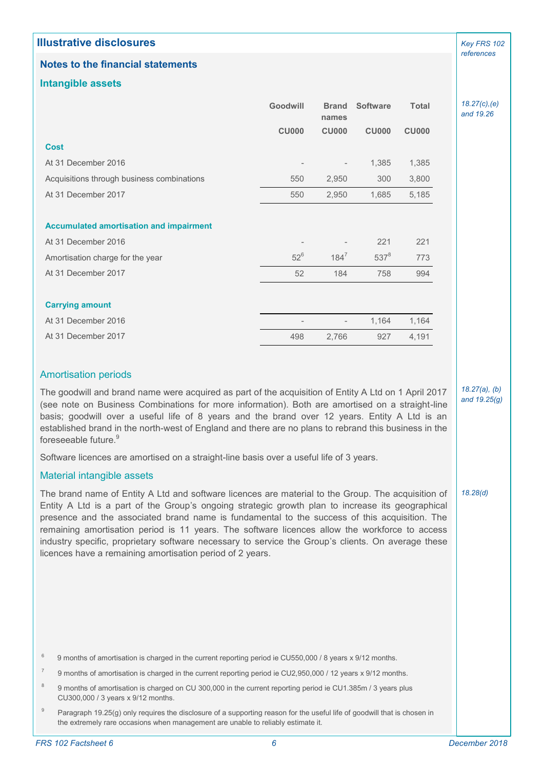## Illustrative disclosures

*Key FRS 102 references*

### Notes to the financial statements

### Intangible assets

*18.27(c),(e) and 19.26*

| | Goodwill | Brand names | Software | Total |
|---|---|---|---|---|
| | CU000 | CU000 | CU000 | CU000 |
| **Cost** | | | | |
| At 31 December 2016 | - | - | 1,385 | 1,385 |
| Acquisitions through business combinations | 550 | 2,950 | 300 | 3,800 |
| At 31 December 2017 | 550 | 2,950 | 1,685 | 5,185 |
| **Accumulated amortisation and impairment** | | | | |
| At 31 December 2016 | - | - | 221 | 221 |
| Amortisation charge for the year | 52[6] | 184[7] | 537[8] | 773 |
| At 31 December 2017 | 52 | 184 | 758 | 994 |
| **Carrying amount** | | | | |
| At 31 December 2016 | - | - | 1,164 | 1,164 |
| At 31 December 2017 | 498 | 2,766 | 927 | 4,191 |

### Amortisation periods

*18.27(a), (b) and 19.25(g)*

The goodwill and brand name were acquired as part of the acquisition of Entity A Ltd on 1 April 2017 (see note on Business Combinations for more information). Both are amortised on a straight-line basis; goodwill over a useful life of 8 years and the brand over 12 years. Entity A Ltd is an established brand in the north-west of England and there are no plans to rebrand this business in the foreseeable future.[9]

Software licences are amortised on a straight-line basis over a useful life of 3 years.

### Material intangible assets

*18.28(d)*

The brand name of Entity A Ltd and software licences are material to the Group. The acquisition of Entity A Ltd is a part of the Group's ongoing strategic growth plan to increase its geographical presence and the associated brand name is fundamental to the success of this acquisition. The remaining amortisation period is 11 years. The software licences allow the workforce to access industry specific, proprietary software necessary to service the Group's clients. On average these licences have a remaining amortisation period of 2 years.

[6] 9 months of amortisation is charged in the current reporting period ie CU550,000 / 8 years x 9/12 months.

[7] 9 months of amortisation is charged in the current reporting period ie CU2,950,000 / 12 years x 9/12 months.

[8] 9 months of amortisation is charged on CU 300,000 in the current reporting period ie CU1.385m / 3 years plus CU300,000 / 3 years x 9/12 months.

[9] Paragraph 19.25(g) only requires the disclosure of a supporting reason for the useful life of goodwill that is chosen in the extremely rare occasions when management are unable to reliably estimate it.